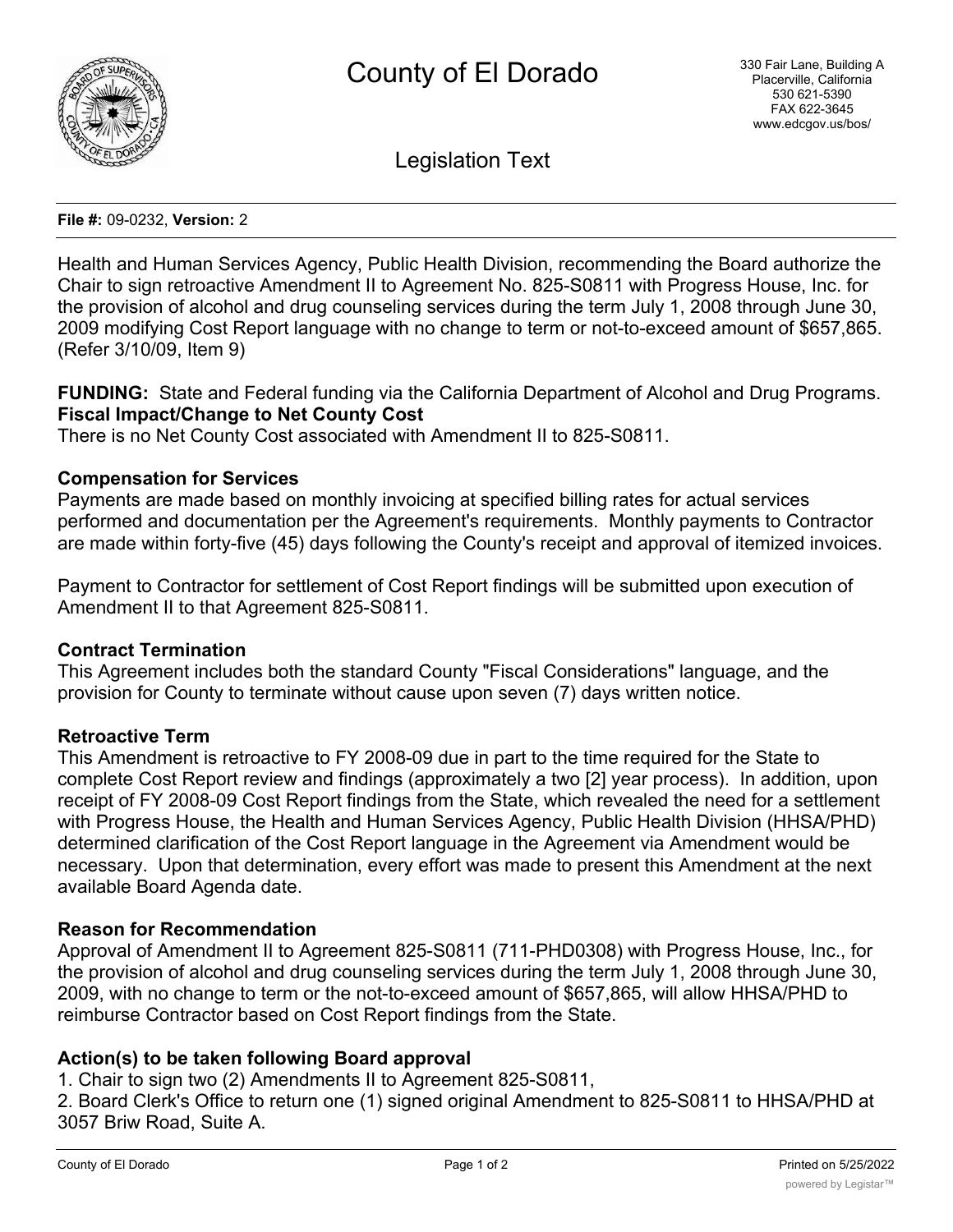# County of El Dorado

330 Fair Lane, Building A
Placerville, California
530 621-5390
FAX 622-3645
www.edcgov.us/bos/

## Legislation Text

**File #:** 09-0232, **Version:** 2

Health and Human Services Agency, Public Health Division, recommending the Board authorize the Chair to sign retroactive Amendment II to Agreement No. 825-S0811 with Progress House, Inc. for the provision of alcohol and drug counseling services during the term July 1, 2008 through June 30, 2009 modifying Cost Report language with no change to term or not-to-exceed amount of $657,865. (Refer 3/10/09, Item 9)

**FUNDING:** State and Federal funding via the California Department of Alcohol and Drug Programs.
**Fiscal Impact/Change to Net County Cost**
There is no Net County Cost associated with Amendment II to 825-S0811.

**Compensation for Services**
Payments are made based on monthly invoicing at specified billing rates for actual services performed and documentation per the Agreement's requirements. Monthly payments to Contractor are made within forty-five (45) days following the County's receipt and approval of itemized invoices.

Payment to Contractor for settlement of Cost Report findings will be submitted upon execution of Amendment II to that Agreement 825-S0811.

**Contract Termination**
This Agreement includes both the standard County "Fiscal Considerations" language, and the provision for County to terminate without cause upon seven (7) days written notice.

**Retroactive Term**
This Amendment is retroactive to FY 2008-09 due in part to the time required for the State to complete Cost Report review and findings (approximately a two [2] year process). In addition, upon receipt of FY 2008-09 Cost Report findings from the State, which revealed the need for a settlement with Progress House, the Health and Human Services Agency, Public Health Division (HHSA/PHD) determined clarification of the Cost Report language in the Agreement via Amendment would be necessary. Upon that determination, every effort was made to present this Amendment at the next available Board Agenda date.

**Reason for Recommendation**
Approval of Amendment II to Agreement 825-S0811 (711-PHD0308) with Progress House, Inc., for the provision of alcohol and drug counseling services during the term July 1, 2008 through June 30, 2009, with no change to term or the not-to-exceed amount of $657,865, will allow HHSA/PHD to reimburse Contractor based on Cost Report findings from the State.

**Action(s) to be taken following Board approval**
1. Chair to sign two (2) Amendments II to Agreement 825-S0811,
2. Board Clerk's Office to return one (1) signed original Amendment to 825-S0811 to HHSA/PHD at 3057 Briw Road, Suite A.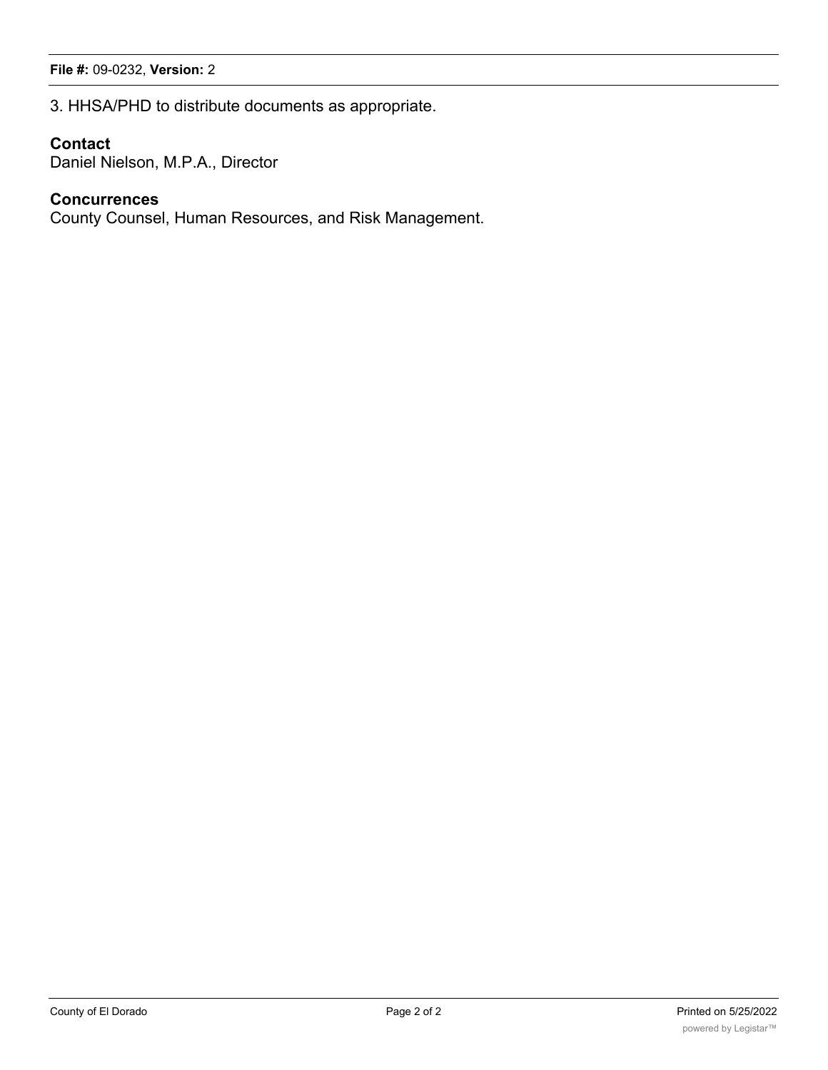3. HHSA/PHD to distribute documents as appropriate.

**Contact**
Daniel Nielson, M.P.A., Director

**Concurrences**
County Counsel, Human Resources, and Risk Management.